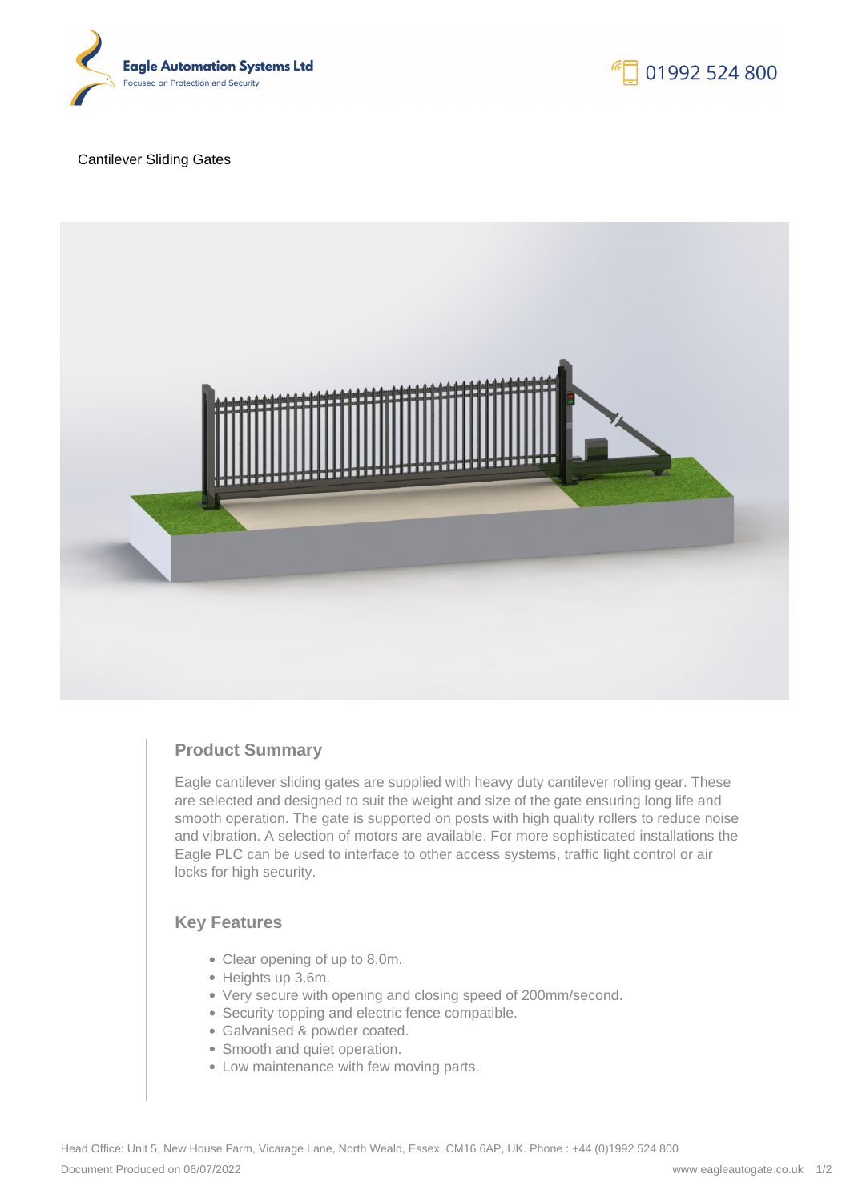Eagle Automation Systems Ltd
Focused on Protection and Security

01992 524 800

# Cantilever Sliding Gates

## Product Summary

Eagle cantilever sliding gates are supplied with heavy duty cantilever rolling gear. These are selected and designed to suit the weight and size of the gate ensuring long life and smooth operation. The gate is supported on posts with high quality rollers to reduce noise and vibration. A selection of motors are available. For more sophisticated installations the Eagle PLC can be used to interface to other access systems, traffic light control or air locks for high security.

## Key Features

- Clear opening of up to 8.0m.
- Heights up 3.6m.
- Very secure with opening and closing speed of 200mm/second.
- Security topping and electric fence compatible.
- Galvanised & powder coated.
- Smooth and quiet operation.
- Low maintenance with few moving parts.

Head Office: Unit 5, New House Farm, Vicarage Lane, North Weald, Essex, CM16 6AP, UK. Phone : +44 (0)1992 524 800

Document Produced on 06/07/2022

www.eagleautogate.co.uk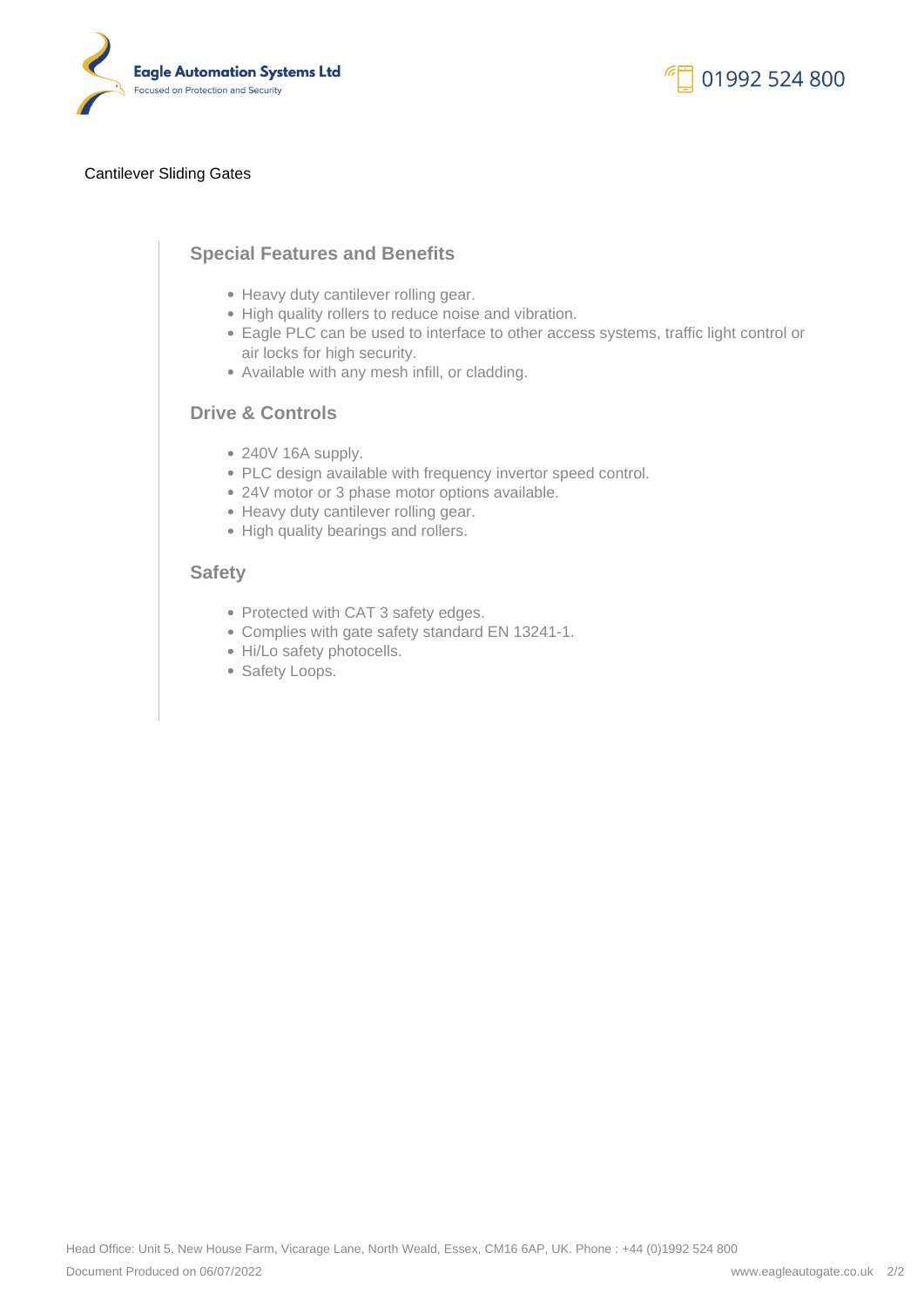Cantilever Sliding Gates

## Special Features and Benefits

- Heavy duty cantilever rolling gear.
- High quality rollers to reduce noise and vibration.
- Eagle PLC can be used to interface to other access systems, traffic light control or air locks for high security.
- Available with any mesh infill, or cladding.

## Drive & Controls

- 240V 16A supply.
- PLC design available with frequency invertor speed control.
- 24V motor or 3 phase motor options available.
- Heavy duty cantilever rolling gear.
- High quality bearings and rollers.

## Safety

- Protected with CAT 3 safety edges.
- Complies with gate safety standard EN 13241-1.
- Hi/Lo safety photocells.
- Safety Loops.